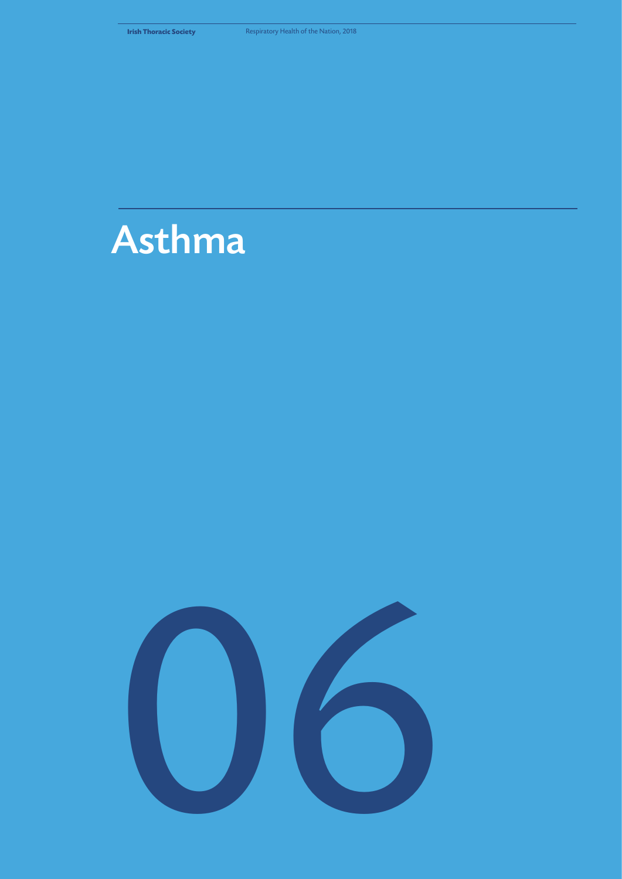# Asthma

06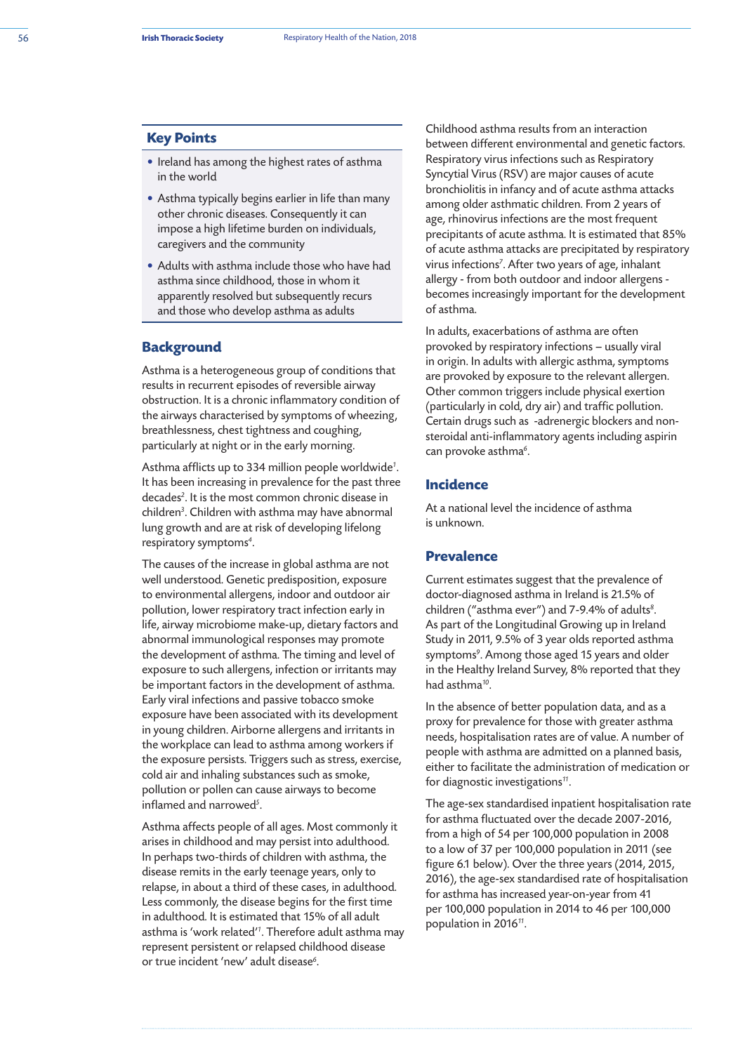## Key Points

- Ireland has among the highest rates of asthma in the world
- Asthma typically begins earlier in life than many other chronic diseases. Consequently it can impose a high lifetime burden on individuals, caregivers and the community
- Adults with asthma include those who have had asthma since childhood, those in whom it apparently resolved but subsequently recurs and those who develop asthma as adults

## Background

Asthma is a heterogeneous group of conditions that results in recurrent episodes of reversible airway obstruction. It is a chronic inflammatory condition of the airways characterised by symptoms of wheezing, breathlessness, chest tightness and coughing, particularly at night or in the early morning.

Asthma afflicts up to 334 million people worldwide[1]. It has been increasing in prevalence for the past three decades[2]. It is the most common chronic disease in children[3]. Children with asthma may have abnormal lung growth and are at risk of developing lifelong respiratory symptoms[4].

The causes of the increase in global asthma are not well understood. Genetic predisposition, exposure to environmental allergens, indoor and outdoor air pollution, lower respiratory tract infection early in life, airway microbiome make-up, dietary factors and abnormal immunological responses may promote the development of asthma. The timing and level of exposure to such allergens, infection or irritants may be important factors in the development of asthma. Early viral infections and passive tobacco smoke exposure have been associated with its development in young children. Airborne allergens and irritants in the workplace can lead to asthma among workers if the exposure persists. Triggers such as stress, exercise, cold air and inhaling substances such as smoke, pollution or pollen can cause airways to become inflamed and narrowed[5].

Asthma affects people of all ages. Most commonly it arises in childhood and may persist into adulthood. In perhaps two-thirds of children with asthma, the disease remits in the early teenage years, only to relapse, in about a third of these cases, in adulthood. Less commonly, the disease begins for the first time in adulthood. It is estimated that 15% of all adult asthma is 'work related'[1]. Therefore adult asthma may represent persistent or relapsed childhood disease or true incident 'new' adult disease[6].

Childhood asthma results from an interaction between different environmental and genetic factors. Respiratory virus infections such as Respiratory Syncytial Virus (RSV) are major causes of acute bronchiolitis in infancy and of acute asthma attacks among older asthmatic children. From 2 years of age, rhinovirus infections are the most frequent precipitants of acute asthma. It is estimated that 85% of acute asthma attacks are precipitated by respiratory virus infections[7]. After two years of age, inhalant allergy - from both outdoor and indoor allergens - becomes increasingly important for the development of asthma.

In adults, exacerbations of asthma are often provoked by respiratory infections – usually viral in origin. In adults with allergic asthma, symptoms are provoked by exposure to the relevant allergen. Other common triggers include physical exertion (particularly in cold, dry air) and traffic pollution. Certain drugs such as -adrenergic blockers and non-steroidal anti-inflammatory agents including aspirin can provoke asthma[6].

## Incidence

At a national level the incidence of asthma is unknown.

## Prevalence

Current estimates suggest that the prevalence of doctor-diagnosed asthma in Ireland is 21.5% of children ("asthma ever") and 7-9.4% of adults[8]. As part of the Longitudinal Growing up in Ireland Study in 2011, 9.5% of 3 year olds reported asthma symptoms[9]. Among those aged 15 years and older in the Healthy Ireland Survey, 8% reported that they had asthma[10].

In the absence of better population data, and as a proxy for prevalence for those with greater asthma needs, hospitalisation rates are of value. A number of people with asthma are admitted on a planned basis, either to facilitate the administration of medication or for diagnostic investigations[11].

The age-sex standardised inpatient hospitalisation rate for asthma fluctuated over the decade 2007-2016, from a high of 54 per 100,000 population in 2008 to a low of 37 per 100,000 population in 2011 (see figure 6.1 below). Over the three years (2014, 2015, 2016), the age-sex standardised rate of hospitalisation for asthma has increased year-on-year from 41 per 100,000 population in 2014 to 46 per 100,000 population in 2016[11].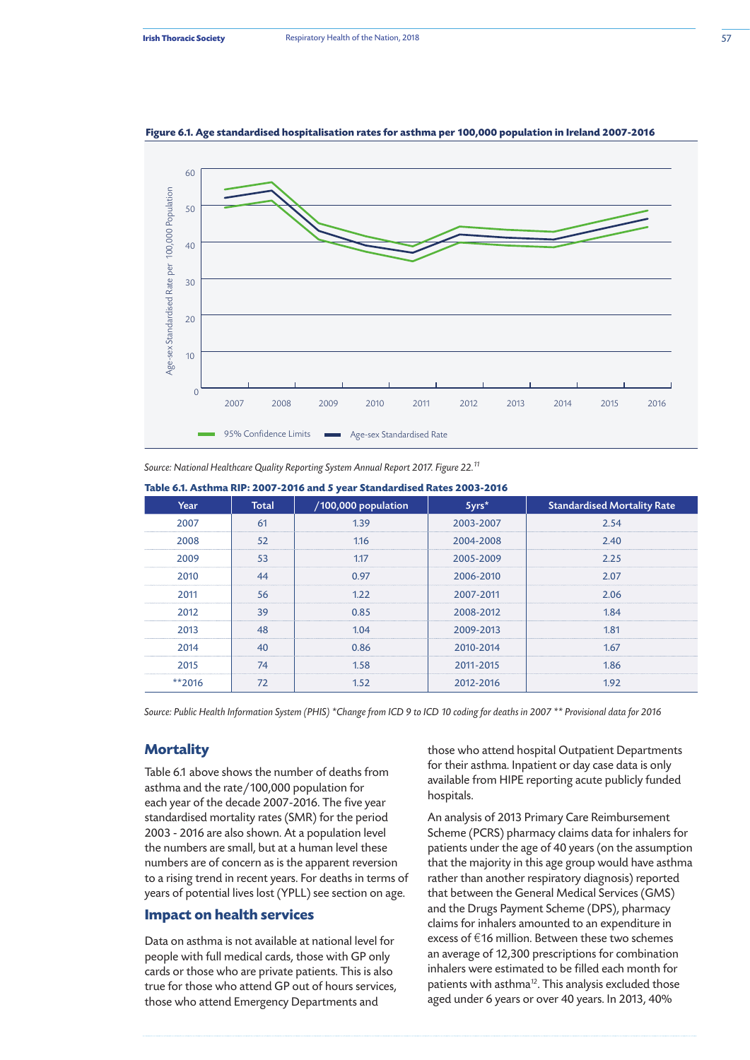**Figure 6.1. Age standardised hospitalisation rates for asthma per 100,000 population in Ireland 2007-2016**

*Source: National Healthcare Quality Reporting System Annual Report 2017. Figure 22.[11]*

**Table 6.1. Asthma RIP: 2007-2016 and 5 year Standardised Rates 2003-2016**

| Year | Total | /100,000 population | 5yrs* | Standardised Mortality Rate |
|---|---|---|---|---|
| 2007 | 61 | 1.39 | 2003-2007 | 2.54 |
| 2008 | 52 | 1.16 | 2004-2008 | 2.40 |
| 2009 | 53 | 1.17 | 2005-2009 | 2.25 |
| 2010 | 44 | 0.97 | 2006-2010 | 2.07 |
| 2011 | 56 | 1.22 | 2007-2011 | 2.06 |
| 2012 | 39 | 0.85 | 2008-2012 | 1.84 |
| 2013 | 48 | 1.04 | 2009-2013 | 1.81 |
| 2014 | 40 | 0.86 | 2010-2014 | 1.67 |
| 2015 | 74 | 1.58 | 2011-2015 | 1.86 |
| **2016 | 72 | 1.52 | 2012-2016 | 1.92 |

*Source: Public Health Information System (PHIS) *Change from ICD 9 to ICD 10 coding for deaths in 2007 ** Provisional data for 2016*

## Mortality

Table 6.1 above shows the number of deaths from asthma and the rate/100,000 population for each year of the decade 2007-2016. The five year standardised mortality rates (SMR) for the period 2003 - 2016 are also shown. At a population level the numbers are small, but at a human level these numbers are of concern as is the apparent reversion to a rising trend in recent years. For deaths in terms of years of potential lives lost (YPLL) see section on age.

## Impact on health services

Data on asthma is not available at national level for people with full medical cards, those with GP only cards or those who are private patients. This is also true for those who attend GP out of hours services, those who attend Emergency Departments and those who attend hospital Outpatient Departments for their asthma. Inpatient or day case data is only available from HIPE reporting acute publicly funded hospitals.

An analysis of 2013 Primary Care Reimbursement Scheme (PCRS) pharmacy claims data for inhalers for patients under the age of 40 years (on the assumption that the majority in this age group would have asthma rather than another respiratory diagnosis) reported that between the General Medical Services (GMS) and the Drugs Payment Scheme (DPS), pharmacy claims for inhalers amounted to an expenditure in excess of €16 million. Between these two schemes an average of 12,300 prescriptions for combination inhalers were estimated to be filled each month for patients with asthma[12]. This analysis excluded those aged under 6 years or over 40 years. In 2013, 40%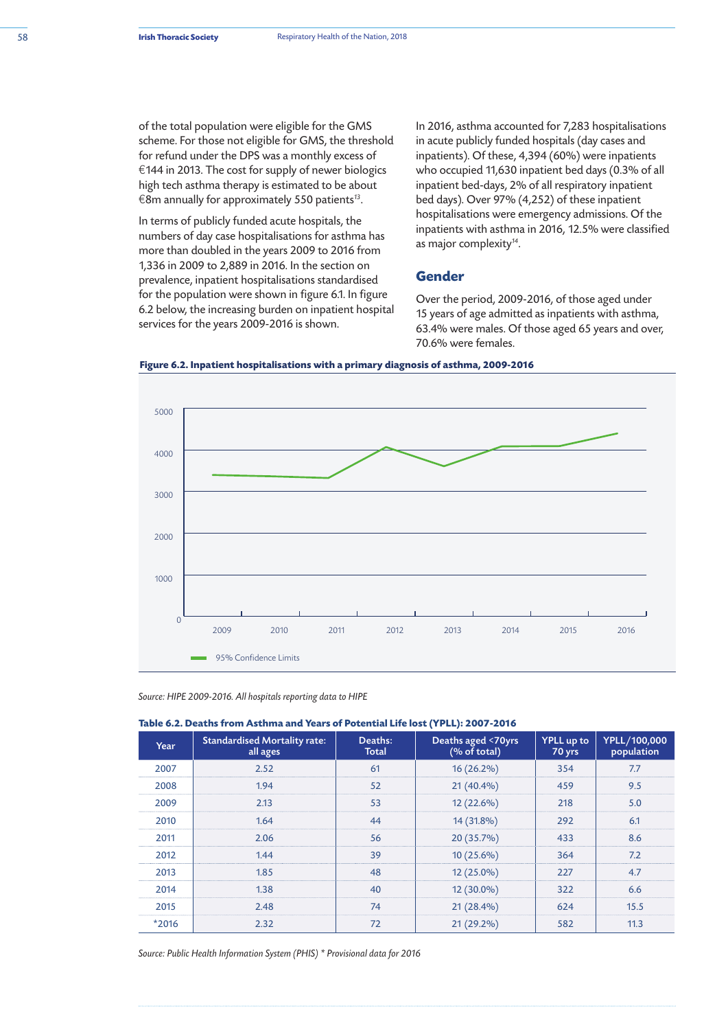of the total population were eligible for the GMS scheme. For those not eligible for GMS, the threshold for refund under the DPS was a monthly excess of €144 in 2013. The cost for supply of newer biologics high tech asthma therapy is estimated to be about €8m annually for approximately 550 patients[13].

In terms of publicly funded acute hospitals, the numbers of day case hospitalisations for asthma has more than doubled in the years 2009 to 2016 from 1,336 in 2009 to 2,889 in 2016. In the section on prevalence, inpatient hospitalisations standardised for the population were shown in figure 6.1. In figure 6.2 below, the increasing burden on inpatient hospital services for the years 2009-2016 is shown.

In 2016, asthma accounted for 7,283 hospitalisations in acute publicly funded hospitals (day cases and inpatients). Of these, 4,394 (60%) were inpatients who occupied 11,630 inpatient bed days (0.3% of all inpatient bed-days, 2% of all respiratory inpatient bed days). Over 97% (4,252) of these inpatient hospitalisations were emergency admissions. Of the inpatients with asthma in 2016, 12.5% were classified as major complexity[14].

## Gender

Over the period, 2009-2016, of those aged under 15 years of age admitted as inpatients with asthma, 63.4% were males. Of those aged 65 years and over, 70.6% were females.

**Figure 6.2. Inpatient hospitalisations with a primary diagnosis of asthma, 2009-2016**

*Source: HIPE 2009-2016. All hospitals reporting data to HIPE*

**Table 6.2. Deaths from Asthma and Years of Potential Life lost (YPLL): 2007-2016**

| Year | Standardised Mortality rate: all ages | Deaths: Total | Deaths aged <70yrs (% of total) | YPLL up to 70 yrs | YPLL/100,000 population |
|---|---|---|---|---|---|
| 2007 | 2.52 | 61 | 16 (26.2%) | 354 | 7.7 |
| 2008 | 1.94 | 52 | 21 (40.4%) | 459 | 9.5 |
| 2009 | 2.13 | 53 | 12 (22.6%) | 218 | 5.0 |
| 2010 | 1.64 | 44 | 14 (31.8%) | 292 | 6.1 |
| 2011 | 2.06 | 56 | 20 (35.7%) | 433 | 8.6 |
| 2012 | 1.44 | 39 | 10 (25.6%) | 364 | 7.2 |
| 2013 | 1.85 | 48 | 12 (25.0%) | 227 | 4.7 |
| 2014 | 1.38 | 40 | 12 (30.0%) | 322 | 6.6 |
| 2015 | 2.48 | 74 | 21 (28.4%) | 624 | 15.5 |
| *2016 | 2.32 | 72 | 21 (29.2%) | 582 | 11.3 |

*Source: Public Health Information System (PHIS) * Provisional data for 2016*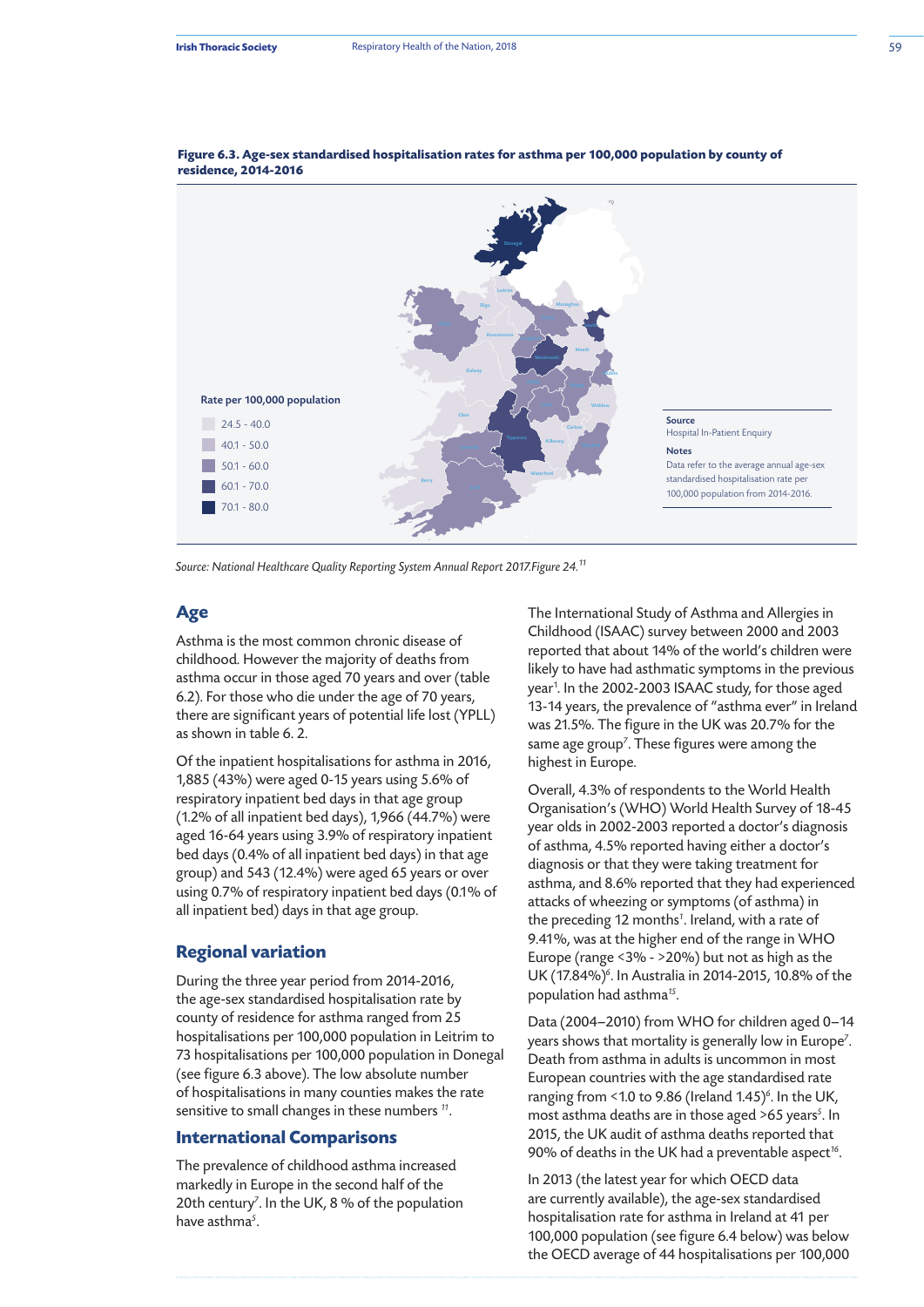**Figure 6.3. Age-sex standardised hospitalisation rates for asthma per 100,000 population by county of residence, 2014-2016**

Rate per 100,000 population

- 24.5 - 40.0
- 40.1 - 50.0
- 50.1 - 60.0
- 60.1 - 70.0
- 70.1 - 80.0

**Source**
Hospital In-Patient Enquiry

**Notes**
Data refer to the average annual age-sex standardised hospitalisation rate per 100,000 population from 2014-2016.

*Source: National Healthcare Quality Reporting System Annual Report 2017.Figure 24.*[11]

## Age

Asthma is the most common chronic disease of childhood. However the majority of deaths from asthma occur in those aged 70 years and over (table 6.2). For those who die under the age of 70 years, there are significant years of potential life lost (YPLL) as shown in table 6. 2.

Of the inpatient hospitalisations for asthma in 2016, 1,885 (43%) were aged 0-15 years using 5.6% of respiratory inpatient bed days in that age group (1.2% of all inpatient bed days), 1,966 (44.7%) were aged 16-64 years using 3.9% of respiratory inpatient bed days (0.4% of all inpatient bed days) in that age group) and 543 (12.4%) were aged 65 years or over using 0.7% of respiratory inpatient bed days (0.1% of all inpatient bed) days in that age group.

## Regional variation

During the three year period from 2014-2016, the age-sex standardised hospitalisation rate by county of residence for asthma ranged from 25 hospitalisations per 100,000 population in Leitrim to 73 hospitalisations per 100,000 population in Donegal (see figure 6.3 above). The low absolute number of hospitalisations in many counties makes the rate sensitive to small changes in these numbers [11].

## International Comparisons

The prevalence of childhood asthma increased markedly in Europe in the second half of the 20th century[7]. In the UK, 8 % of the population have asthma[5].

The International Study of Asthma and Allergies in Childhood (ISAAC) survey between 2000 and 2003 reported that about 14% of the world's children were likely to have had asthmatic symptoms in the previous year[1]. In the 2002-2003 ISAAC study, for those aged 13-14 years, the prevalence of "asthma ever" in Ireland was 21.5%. The figure in the UK was 20.7% for the same age group[7]. These figures were among the highest in Europe.

Overall, 4.3% of respondents to the World Health Organisation's (WHO) World Health Survey of 18-45 year olds in 2002-2003 reported a doctor's diagnosis of asthma, 4.5% reported having either a doctor's diagnosis or that they were taking treatment for asthma, and 8.6% reported that they had experienced attacks of wheezing or symptoms (of asthma) in the preceding 12 months[1]. Ireland, with a rate of 9.41%, was at the higher end of the range in WHO Europe (range <3% - >20%) but not as high as the UK (17.84%)[6]. In Australia in 2014-2015, 10.8% of the population had asthma[15].

Data (2004–2010) from WHO for children aged 0–14 years shows that mortality is generally low in Europe[7]. Death from asthma in adults is uncommon in most European countries with the age standardised rate ranging from <1.0 to 9.86 (Ireland 1.45)[6]. In the UK, most asthma deaths are in those aged >65 years[5]. In 2015, the UK audit of asthma deaths reported that 90% of deaths in the UK had a preventable aspect[16].

In 2013 (the latest year for which OECD data are currently available), the age-sex standardised hospitalisation rate for asthma in Ireland at 41 per 100,000 population (see figure 6.4 below) was below the OECD average of 44 hospitalisations per 100,000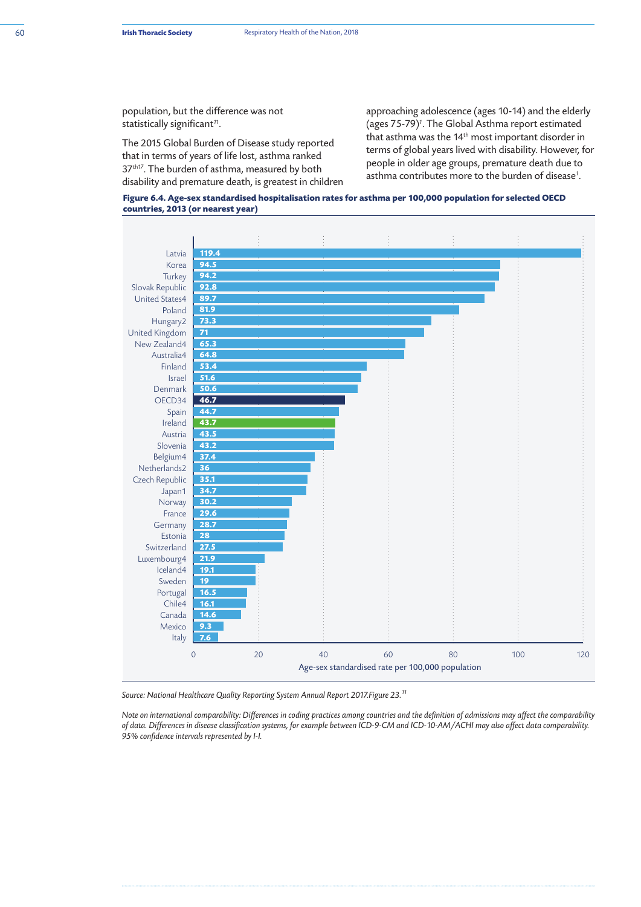population, but the difference was not statistically significant[11].

The 2015 Global Burden of Disease study reported that in terms of years of life lost, asthma ranked 37th[17]. The burden of asthma, measured by both disability and premature death, is greatest in children approaching adolescence (ages 10-14) and the elderly (ages 75-79)[†]. The Global Asthma report estimated that asthma was the 14th most important disorder in terms of global years lived with disability. However, for people in older age groups, premature death due to asthma contributes more to the burden of disease[†].

**Figure 6.4. Age-sex standardised hospitalisation rates for asthma per 100,000 population for selected OECD countries, 2013 (or nearest year)**

| Country | Age-sex standardised rate per 100,000 population |
|---|---|
| Latvia | 119.4 |
| Korea | 94.5 |
| Turkey | 94.2 |
| Slovak Republic | 92.8 |
| United States4 | 89.7 |
| Poland | 81.9 |
| Hungary2 | 73.3 |
| United Kingdom | 71 |
| New Zealand4 | 65.3 |
| Australia4 | 64.8 |
| Finland | 53.4 |
| Israel | 51.6 |
| Denmark | 50.6 |
| OECD34 | 46.7 |
| Spain | 44.7 |
| Ireland | 43.7 |
| Austria | 43.5 |
| Slovenia | 43.2 |
| Belgium4 | 37.4 |
| Netherlands2 | 36 |
| Czech Republic | 35.1 |
| Japan1 | 34.7 |
| Norway | 30.2 |
| France | 29.6 |
| Germany | 28.7 |
| Estonia | 28 |
| Switzerland | 27.5 |
| Luxembourg4 | 21.9 |
| Iceland4 | 19.1 |
| Sweden | 19 |
| Portugal | 16.5 |
| Chile4 | 16.1 |
| Canada | 14.6 |
| Mexico | 9.3 |
| Italy | 7.6 |

*Source: National Healthcare Quality Reporting System Annual Report 2017.Figure 23.[11]*

*Note on international comparability: Differences in coding practices among countries and the definition of admissions may affect the comparability of data. Differences in disease classification systems, for example between ICD-9-CM and ICD-10-AM/ACHI may also affect data comparability. 95% confidence intervals represented by I-I.*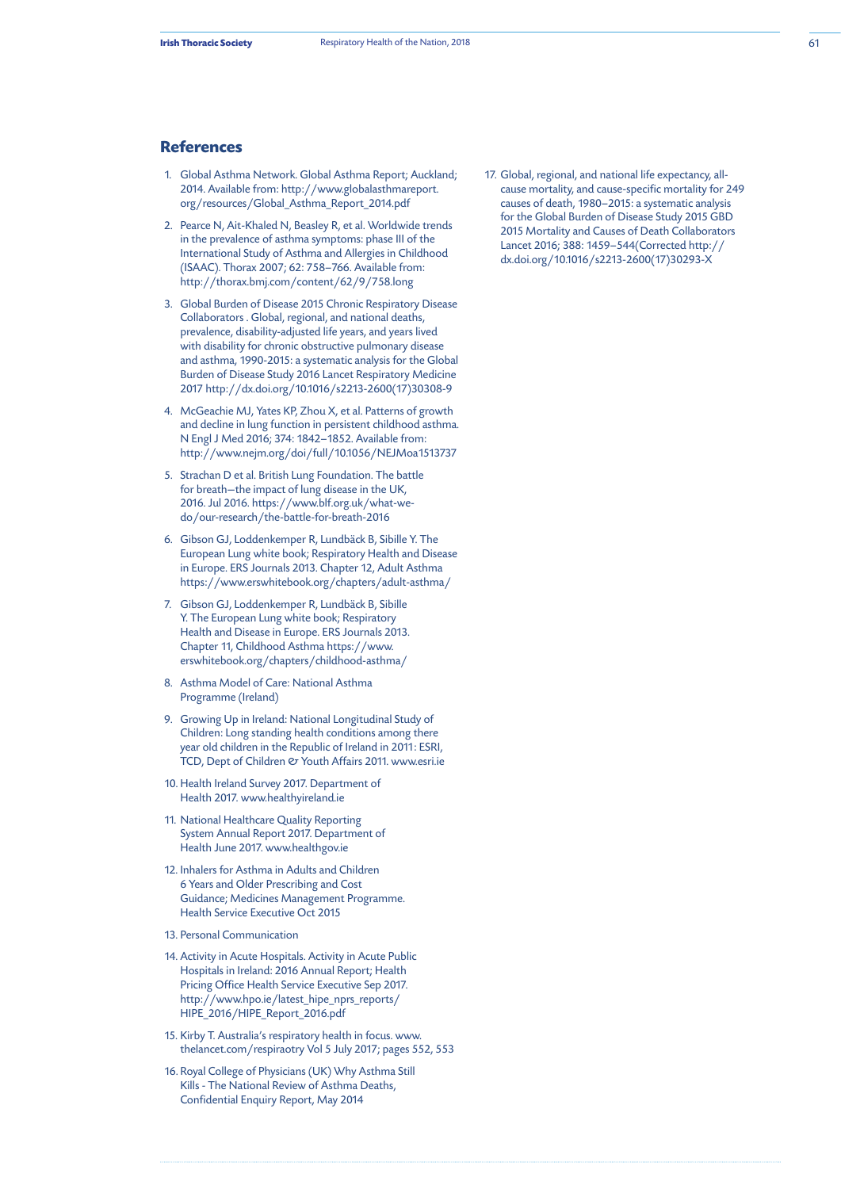## References

1. Global Asthma Network. Global Asthma Report; Auckland; 2014. Available from: http://www.globalasthmareport.org/resources/Global_Asthma_Report_2014.pdf

2. Pearce N, Ait-Khaled N, Beasley R, et al. Worldwide trends in the prevalence of asthma symptoms: phase III of the International Study of Asthma and Allergies in Childhood (ISAAC). Thorax 2007; 62: 758–766. Available from: http://thorax.bmj.com/content/62/9/758.long

3. Global Burden of Disease 2015 Chronic Respiratory Disease Collaborators . Global, regional, and national deaths, prevalence, disability-adjusted life years, and years lived with disability for chronic obstructive pulmonary disease and asthma, 1990-2015: a systematic analysis for the Global Burden of Disease Study 2016 Lancet Respiratory Medicine 2017 http://dx.doi.org/10.1016/s2213-2600(17)30308-9

4. McGeachie MJ, Yates KP, Zhou X, et al. Patterns of growth and decline in lung function in persistent childhood asthma. N Engl J Med 2016; 374: 1842–1852. Available from: http://www.nejm.org/doi/full/10.1056/NEJMoa1513737

5. Strachan D et al. British Lung Foundation. The battle for breath—the impact of lung disease in the UK, 2016. Jul 2016. https://www.blf.org.uk/what-we-do/our-research/the-battle-for-breath-2016

6. Gibson GJ, Loddenkemper R, Lundbäck B, Sibille Y. The European Lung white book; Respiratory Health and Disease in Europe. ERS Journals 2013. Chapter 12, Adult Asthma https://www.erswhitebook.org/chapters/adult-asthma/

7. Gibson GJ, Loddenkemper R, Lundbäck B, Sibille Y. The European Lung white book; Respiratory Health and Disease in Europe. ERS Journals 2013. Chapter 11, Childhood Asthma https://www.erswhitebook.org/chapters/childhood-asthma/

8. Asthma Model of Care: National Asthma Programme (Ireland)

9. Growing Up in Ireland: National Longitudinal Study of Children: Long standing health conditions among there year old children in the Republic of Ireland in 2011: ESRI, TCD, Dept of Children & Youth Affairs 2011. www.esri.ie

10. Health Ireland Survey 2017. Department of Health 2017. www.healthyireland.ie

11. National Healthcare Quality Reporting System Annual Report 2017. Department of Health June 2017. www.healthgov.ie

12. Inhalers for Asthma in Adults and Children 6 Years and Older Prescribing and Cost Guidance; Medicines Management Programme. Health Service Executive Oct 2015

13. Personal Communication

14. Activity in Acute Hospitals. Activity in Acute Public Hospitals in Ireland: 2016 Annual Report; Health Pricing Office Health Service Executive Sep 2017. http://www.hpo.ie/latest_hipe_nprs_reports/HIPE_2016/HIPE_Report_2016.pdf

15. Kirby T. Australia's respiratory health in focus. www.thelancet.com/respiaotry Vol 5 July 2017; pages 552, 553

16. Royal College of Physicians (UK) Why Asthma Still Kills - The National Review of Asthma Deaths, Confidential Enquiry Report, May 2014

17. Global, regional, and national life expectancy, all-cause mortality, and cause-specific mortality for 249 causes of death, 1980–2015: a systematic analysis for the Global Burden of Disease Study 2015 GBD 2015 Mortality and Causes of Death Collaborators Lancet 2016; 388: 1459–544(Corrected http://dx.doi.org/10.1016/s2213-2600(17)30293-X